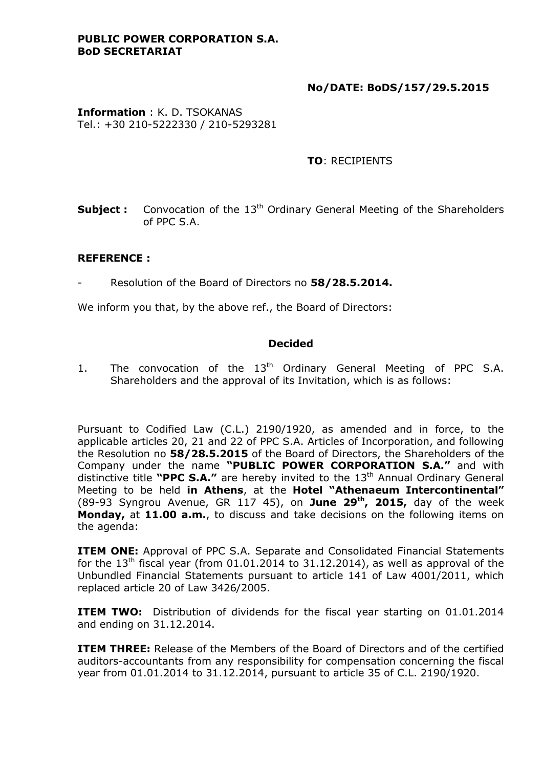**PUBLIC POWER CORPORATION S.A.**
**BoD SECRETARIAT**

**No/DATE: BoDS/157/29.5.2015**

**Information** : K. D. TSOKANAS
Tel.: +30 210-5222330 / 210-5293281

**TO**: RECIPIENTS

**Subject :** Convocation of the 13th Ordinary General Meeting of the Shareholders of PPC S.A.

**REFERENCE :**

- Resolution of the Board of Directors no **58/28.5.2014.**

We inform you that, by the above ref., the Board of Directors:

**Decided**

1. The convocation of the 13th Ordinary General Meeting of PPC S.A. Shareholders and the approval of its Invitation, which is as follows:

Pursuant to Codified Law (C.L.) 2190/1920, as amended and in force, to the applicable articles 20, 21 and 22 of PPC S.A. Articles of Incorporation, and following the Resolution no **58/28.5.2015** of the Board of Directors, the Shareholders of the Company under the name **"PUBLIC POWER CORPORATION S.A."** and with distinctive title **"PPC S.A."** are hereby invited to the 13th Annual Ordinary General Meeting to be held **in Athens**, at the **Hotel "Athenaeum Intercontinental"** (89-93 Syngrou Avenue, GR 117 45), on **June 29th, 2015,** day of the week **Monday,** at **11.00 a.m.**, to discuss and take decisions on the following items on the agenda:

**ITEM ONE:** Approval of PPC S.A. Separate and Consolidated Financial Statements for the 13th fiscal year (from 01.01.2014 to 31.12.2014), as well as approval of the Unbundled Financial Statements pursuant to article 141 of Law 4001/2011, which replaced article 20 of Law 3426/2005.

**ITEM TWO:** Distribution of dividends for the fiscal year starting on 01.01.2014 and ending on 31.12.2014.

**ITEM THREE:** Release of the Members of the Board of Directors and of the certified auditors-accountants from any responsibility for compensation concerning the fiscal year from 01.01.2014 to 31.12.2014, pursuant to article 35 of C.L. 2190/1920.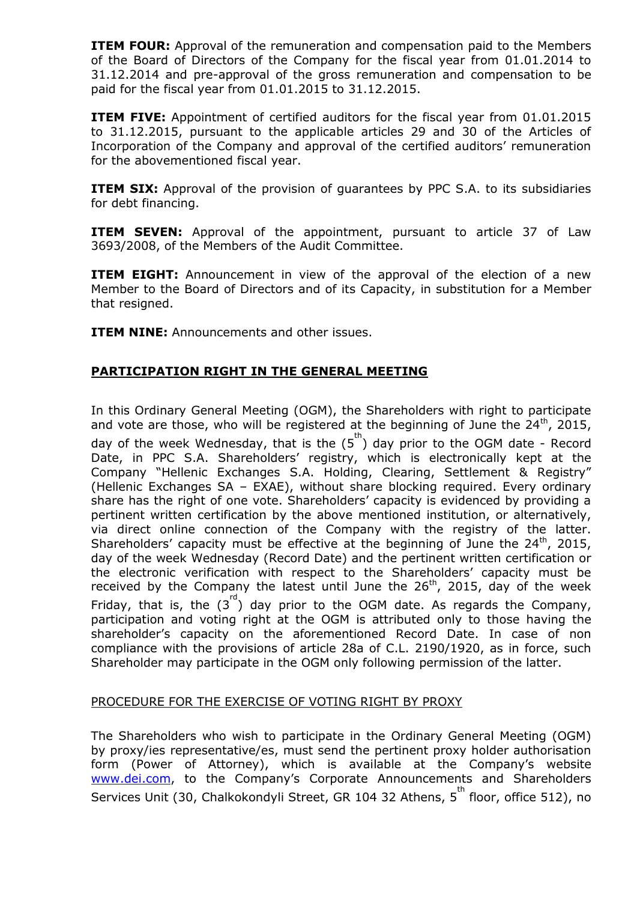**ITEM FOUR:** Approval of the remuneration and compensation paid to the Members of the Board of Directors of the Company for the fiscal year from 01.01.2014 to 31.12.2014 and pre-approval of the gross remuneration and compensation to be paid for the fiscal year from 01.01.2015 to 31.12.2015.

**ITEM FIVE:** Appointment of certified auditors for the fiscal year from 01.01.2015 to 31.12.2015, pursuant to the applicable articles 29 and 30 of the Articles of Incorporation of the Company and approval of the certified auditors' remuneration for the abovementioned fiscal year.

**ITEM SIX:** Approval of the provision of guarantees by PPC S.A. to its subsidiaries for debt financing.

**ITEM SEVEN:** Approval of the appointment, pursuant to article 37 of Law 3693/2008, of the Members of the Audit Committee.

**ITEM EIGHT:** Announcement in view of the approval of the election of a new Member to the Board of Directors and of its Capacity, in substitution for a Member that resigned.

**ITEM NINE:** Announcements and other issues.

## PARTICIPATION RIGHT IN THE GENERAL MEETING

In this Ordinary General Meeting (OGM), the Shareholders with right to participate and vote are those, who will be registered at the beginning of June the 24th, 2015, day of the week Wednesday, that is the (5th) day prior to the OGM date - Record Date, in PPC S.A. Shareholders' registry, which is electronically kept at the Company "Hellenic Exchanges S.A. Holding, Clearing, Settlement & Registry" (Hellenic Exchanges SA – EXAE), without share blocking required. Every ordinary share has the right of one vote. Shareholders' capacity is evidenced by providing a pertinent written certification by the above mentioned institution, or alternatively, via direct online connection of the Company with the registry of the latter. Shareholders' capacity must be effective at the beginning of June the 24th, 2015, day of the week Wednesday (Record Date) and the pertinent written certification or the electronic verification with respect to the Shareholders' capacity must be received by the Company the latest until June the 26th, 2015, day of the week Friday, that is, the (3rd) day prior to the OGM date. As regards the Company, participation and voting right at the OGM is attributed only to those having the shareholder's capacity on the aforementioned Record Date. In case of non compliance with the provisions of article 28a of C.L. 2190/1920, as in force, such Shareholder may participate in the OGM only following permission of the latter.

### PROCEDURE FOR THE EXERCISE OF VOTING RIGHT BY PROXY

The Shareholders who wish to participate in the Ordinary General Meeting (OGM) by proxy/ies representative/es, must send the pertinent proxy holder authorisation form (Power of Attorney), which is available at the Company's website www.dei.com, to the Company's Corporate Announcements and Shareholders Services Unit (30, Chalkokondyli Street, GR 104 32 Athens, 5th floor, office 512), no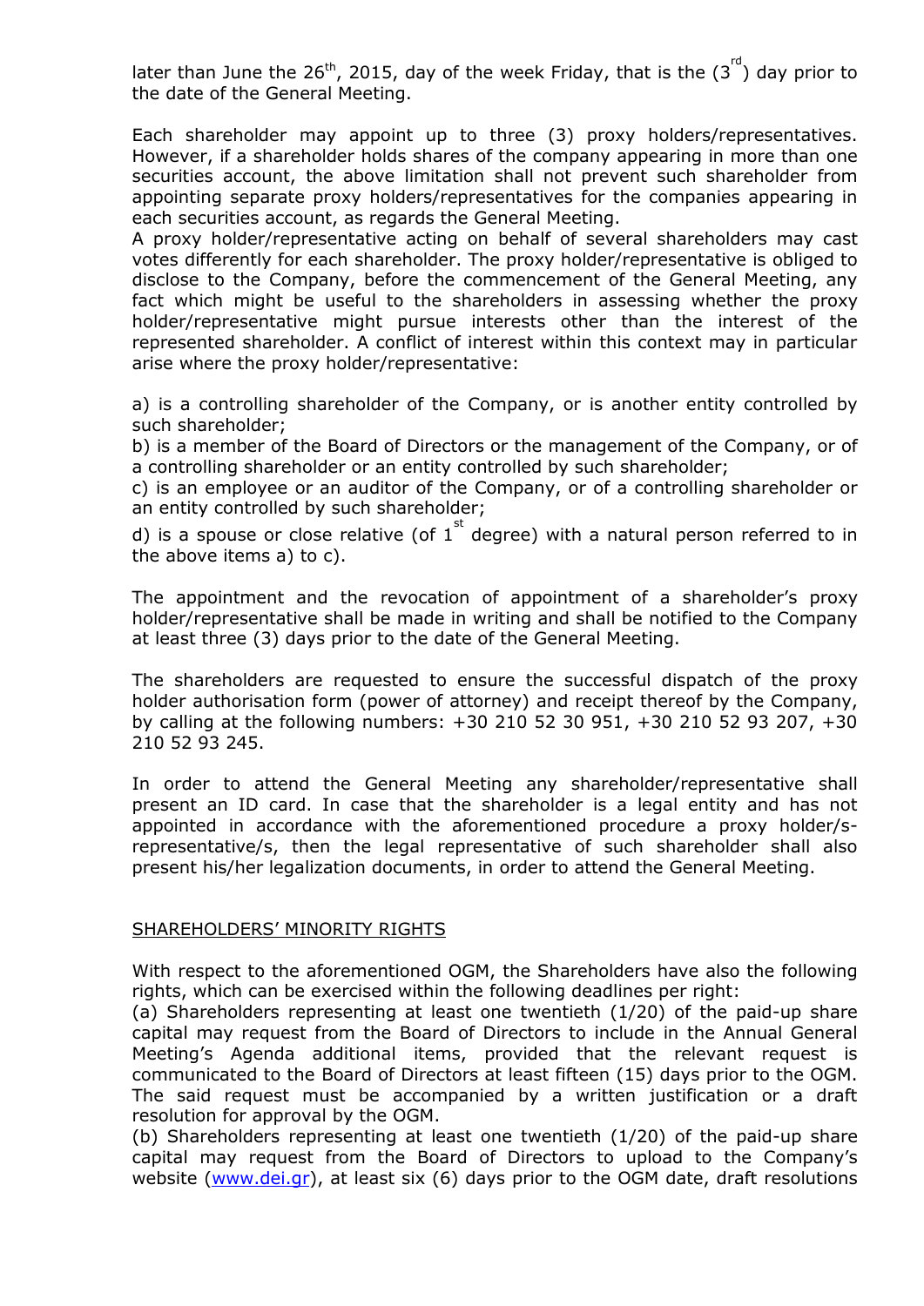later than June the 26th, 2015, day of the week Friday, that is the (3rd) day prior to the date of the General Meeting.

Each shareholder may appoint up to three (3) proxy holders/representatives. However, if a shareholder holds shares of the company appearing in more than one securities account, the above limitation shall not prevent such shareholder from appointing separate proxy holders/representatives for the companies appearing in each securities account, as regards the General Meeting.

A proxy holder/representative acting on behalf of several shareholders may cast votes differently for each shareholder. The proxy holder/representative is obliged to disclose to the Company, before the commencement of the General Meeting, any fact which might be useful to the shareholders in assessing whether the proxy holder/representative might pursue interests other than the interest of the represented shareholder. A conflict of interest within this context may in particular arise where the proxy holder/representative:

a) is a controlling shareholder of the Company, or is another entity controlled by such shareholder;

b) is a member of the Board of Directors or the management of the Company, or of a controlling shareholder or an entity controlled by such shareholder;

c) is an employee or an auditor of the Company, or of a controlling shareholder or an entity controlled by such shareholder;

d) is a spouse or close relative (of 1st degree) with a natural person referred to in the above items a) to c).

The appointment and the revocation of appointment of a shareholder's proxy holder/representative shall be made in writing and shall be notified to the Company at least three (3) days prior to the date of the General Meeting.

The shareholders are requested to ensure the successful dispatch of the proxy holder authorisation form (power of attorney) and receipt thereof by the Company, by calling at the following numbers: +30 210 52 30 951, +30 210 52 93 207, +30 210 52 93 245.

In order to attend the General Meeting any shareholder/representative shall present an ID card. In case that the shareholder is a legal entity and has not appointed in accordance with the aforementioned procedure a proxy holder/s-representative/s, then the legal representative of such shareholder shall also present his/her legalization documents, in order to attend the General Meeting.

## SHAREHOLDERS' MINORITY RIGHTS

With respect to the aforementioned OGM, the Shareholders have also the following rights, which can be exercised within the following deadlines per right:

(a) Shareholders representing at least one twentieth (1/20) of the paid-up share capital may request from the Board of Directors to include in the Annual General Meeting's Agenda additional items, provided that the relevant request is communicated to the Board of Directors at least fifteen (15) days prior to the OGM. The said request must be accompanied by a written justification or a draft resolution for approval by the OGM.

(b) Shareholders representing at least one twentieth (1/20) of the paid-up share capital may request from the Board of Directors to upload to the Company's website (www.dei.gr), at least six (6) days prior to the OGM date, draft resolutions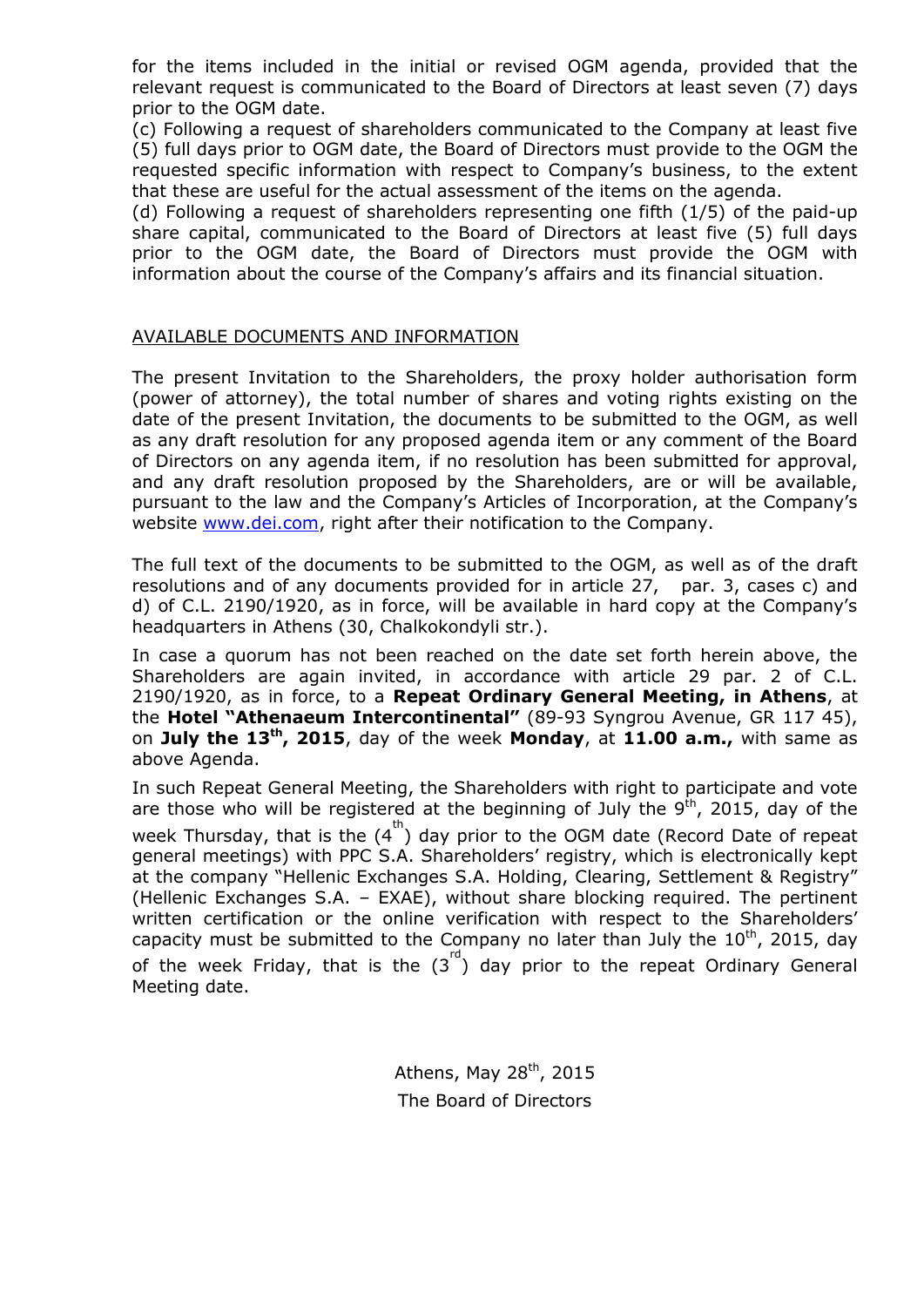for the items included in the initial or revised OGM agenda, provided that the relevant request is communicated to the Board of Directors at least seven (7) days prior to the OGM date.

(c) Following a request of shareholders communicated to the Company at least five (5) full days prior to OGM date, the Board of Directors must provide to the OGM the requested specific information with respect to Company's business, to the extent that these are useful for the actual assessment of the items on the agenda.

(d) Following a request of shareholders representing one fifth (1/5) of the paid-up share capital, communicated to the Board of Directors at least five (5) full days prior to the OGM date, the Board of Directors must provide the OGM with information about the course of the Company's affairs and its financial situation.

## AVAILABLE DOCUMENTS AND INFORMATION

The present Invitation to the Shareholders, the proxy holder authorisation form (power of attorney), the total number of shares and voting rights existing on the date of the present Invitation, the documents to be submitted to the OGM, as well as any draft resolution for any proposed agenda item or any comment of the Board of Directors on any agenda item, if no resolution has been submitted for approval, and any draft resolution proposed by the Shareholders, are or will be available, pursuant to the law and the Company's Articles of Incorporation, at the Company's website www.dei.com, right after their notification to the Company.

The full text of the documents to be submitted to the OGM, as well as of the draft resolutions and of any documents provided for in article 27, par. 3, cases c) and d) of C.L. 2190/1920, as in force, will be available in hard copy at the Company's headquarters in Athens (30, Chalkokondyli str.).

In case a quorum has not been reached on the date set forth herein above, the Shareholders are again invited, in accordance with article 29 par. 2 of C.L. 2190/1920, as in force, to a **Repeat Ordinary General Meeting, in Athens**, at the **Hotel "Athenaeum Intercontinental"** (89-93 Syngrou Avenue, GR 117 45), on **July the 13th, 2015**, day of the week **Monday**, at **11.00 a.m.,** with same as above Agenda.

In such Repeat General Meeting, the Shareholders with right to participate and vote are those who will be registered at the beginning of July the 9th, 2015, day of the week Thursday, that is the (4th) day prior to the OGM date (Record Date of repeat general meetings) with PPC S.A. Shareholders' registry, which is electronically kept at the company "Hellenic Exchanges S.A. Holding, Clearing, Settlement & Registry" (Hellenic Exchanges S.A. – EXAE), without share blocking required. The pertinent written certification or the online verification with respect to the Shareholders' capacity must be submitted to the Company no later than July the 10th, 2015, day of the week Friday, that is the (3rd) day prior to the repeat Ordinary General Meeting date.

Athens, May 28th, 2015

The Board of Directors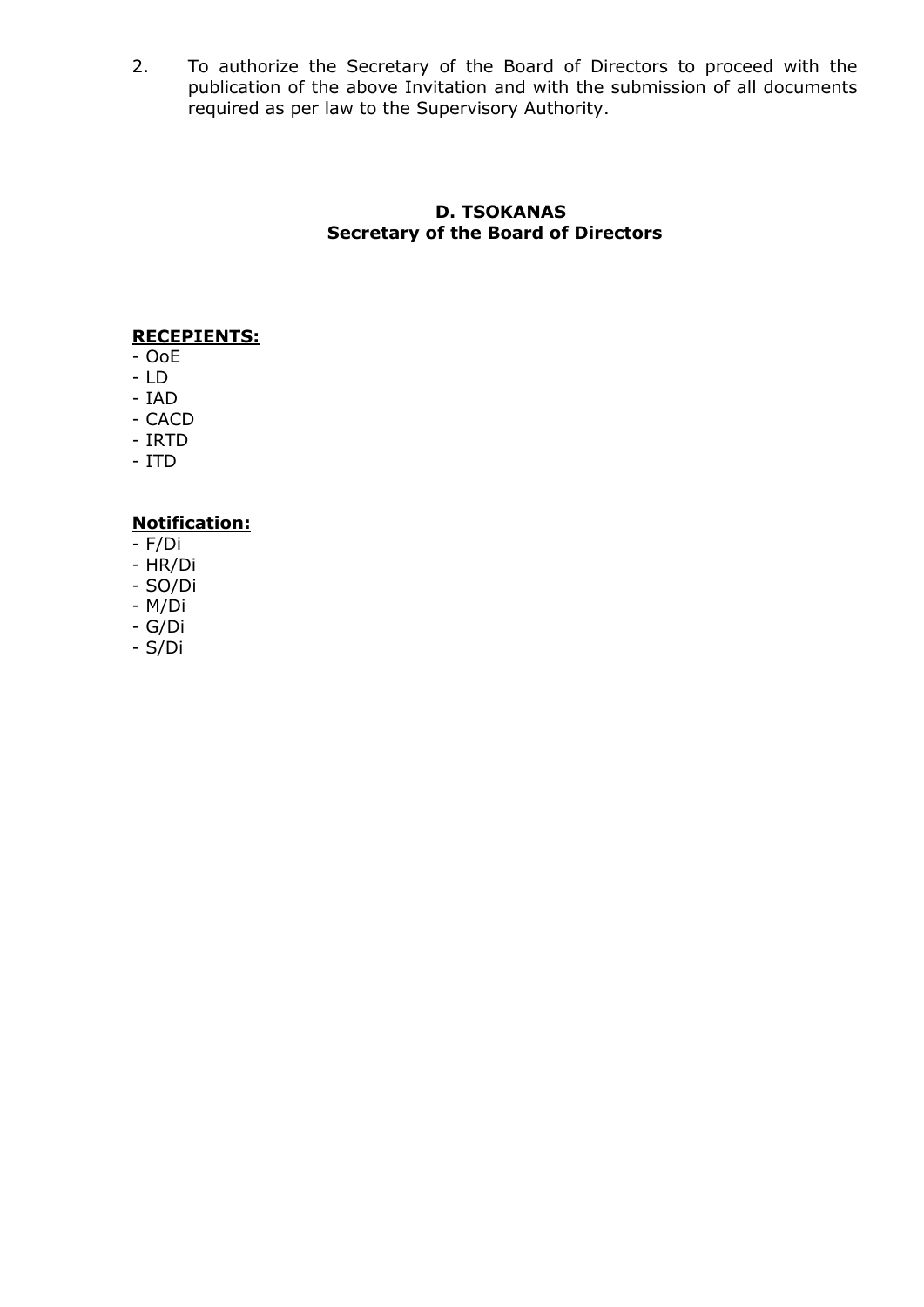2. To authorize the Secretary of the Board of Directors to proceed with the publication of the above Invitation and with the submission of all documents required as per law to the Supervisory Authority.

**D. TSOKANAS**
**Secretary of the Board of Directors**

**RECEPIENTS:**

- OoE
- LD
- IAD
- CACD
- IRTD
- ITD

**Notification:**

- F/Di
- HR/Di
- SO/Di
- M/Di
- G/Di
- S/Di